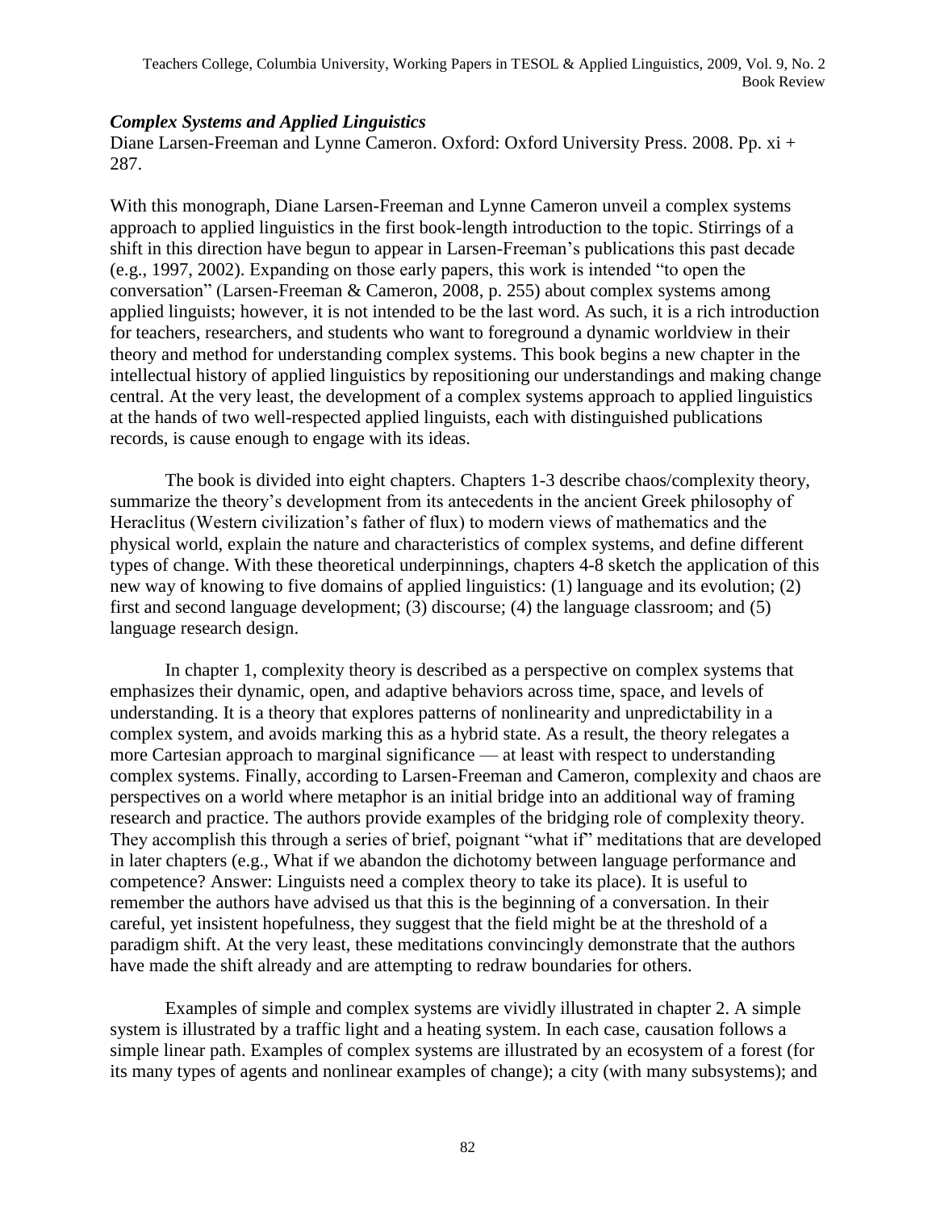## *Complex Systems and Applied Linguistics*

Diane Larsen-Freeman and Lynne Cameron. Oxford: Oxford University Press. 2008. Pp. xi + 287.

With this monograph, Diane Larsen-Freeman and Lynne Cameron unveil a complex systems approach to applied linguistics in the first book-length introduction to the topic. Stirrings of a shift in this direction have begun to appear in Larsen-Freeman's publications this past decade (e.g., 1997, 2002). Expanding on those early papers, this work is intended "to open the conversation" (Larsen-Freeman & Cameron, 2008, p. 255) about complex systems among applied linguists; however, it is not intended to be the last word. As such, it is a rich introduction for teachers, researchers, and students who want to foreground a dynamic worldview in their theory and method for understanding complex systems. This book begins a new chapter in the intellectual history of applied linguistics by repositioning our understandings and making change central. At the very least, the development of a complex systems approach to applied linguistics at the hands of two well-respected applied linguists, each with distinguished publications records, is cause enough to engage with its ideas.

The book is divided into eight chapters. Chapters 1-3 describe chaos/complexity theory, summarize the theory's development from its antecedents in the ancient Greek philosophy of Heraclitus (Western civilization's father of flux) to modern views of mathematics and the physical world, explain the nature and characteristics of complex systems, and define different types of change. With these theoretical underpinnings, chapters 4-8 sketch the application of this new way of knowing to five domains of applied linguistics: (1) language and its evolution; (2) first and second language development; (3) discourse; (4) the language classroom; and (5) language research design.

In chapter 1, complexity theory is described as a perspective on complex systems that emphasizes their dynamic, open, and adaptive behaviors across time, space, and levels of understanding. It is a theory that explores patterns of nonlinearity and unpredictability in a complex system, and avoids marking this as a hybrid state. As a result, the theory relegates a more Cartesian approach to marginal significance — at least with respect to understanding complex systems. Finally, according to Larsen-Freeman and Cameron, complexity and chaos are perspectives on a world where metaphor is an initial bridge into an additional way of framing research and practice. The authors provide examples of the bridging role of complexity theory. They accomplish this through a series of brief, poignant "what if" meditations that are developed in later chapters (e.g., What if we abandon the dichotomy between language performance and competence? Answer: Linguists need a complex theory to take its place). It is useful to remember the authors have advised us that this is the beginning of a conversation. In their careful, yet insistent hopefulness, they suggest that the field might be at the threshold of a paradigm shift. At the very least, these meditations convincingly demonstrate that the authors have made the shift already and are attempting to redraw boundaries for others.

Examples of simple and complex systems are vividly illustrated in chapter 2. A simple system is illustrated by a traffic light and a heating system. In each case, causation follows a simple linear path. Examples of complex systems are illustrated by an ecosystem of a forest (for its many types of agents and nonlinear examples of change); a city (with many subsystems); and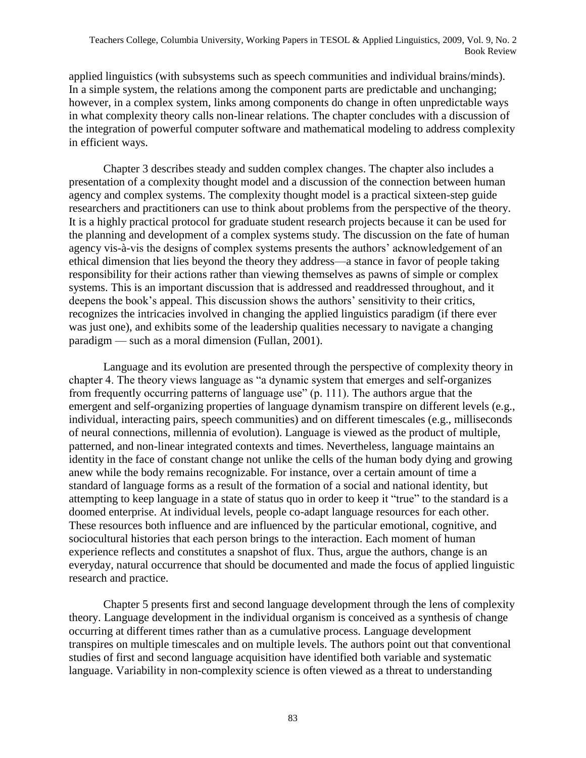applied linguistics (with subsystems such as speech communities and individual brains/minds). In a simple system, the relations among the component parts are predictable and unchanging; however, in a complex system, links among components do change in often unpredictable ways in what complexity theory calls non-linear relations. The chapter concludes with a discussion of the integration of powerful computer software and mathematical modeling to address complexity in efficient ways.

Chapter 3 describes steady and sudden complex changes. The chapter also includes a presentation of a complexity thought model and a discussion of the connection between human agency and complex systems. The complexity thought model is a practical sixteen-step guide researchers and practitioners can use to think about problems from the perspective of the theory. It is a highly practical protocol for graduate student research projects because it can be used for the planning and development of a complex systems study. The discussion on the fate of human agency vis-à-vis the designs of complex systems presents the authors' acknowledgement of an ethical dimension that lies beyond the theory they address—a stance in favor of people taking responsibility for their actions rather than viewing themselves as pawns of simple or complex systems. This is an important discussion that is addressed and readdressed throughout, and it deepens the book's appeal. This discussion shows the authors' sensitivity to their critics, recognizes the intricacies involved in changing the applied linguistics paradigm (if there ever was just one), and exhibits some of the leadership qualities necessary to navigate a changing paradigm — such as a moral dimension (Fullan, 2001).

Language and its evolution are presented through the perspective of complexity theory in chapter 4. The theory views language as "a dynamic system that emerges and self-organizes from frequently occurring patterns of language use" (p. 111). The authors argue that the emergent and self-organizing properties of language dynamism transpire on different levels (e.g., individual, interacting pairs, speech communities) and on different timescales (e.g., milliseconds of neural connections, millennia of evolution). Language is viewed as the product of multiple, patterned, and non-linear integrated contexts and times. Nevertheless, language maintains an identity in the face of constant change not unlike the cells of the human body dying and growing anew while the body remains recognizable. For instance, over a certain amount of time a standard of language forms as a result of the formation of a social and national identity, but attempting to keep language in a state of status quo in order to keep it "true" to the standard is a doomed enterprise. At individual levels, people co-adapt language resources for each other. These resources both influence and are influenced by the particular emotional, cognitive, and sociocultural histories that each person brings to the interaction. Each moment of human experience reflects and constitutes a snapshot of flux. Thus, argue the authors, change is an everyday, natural occurrence that should be documented and made the focus of applied linguistic research and practice.

Chapter 5 presents first and second language development through the lens of complexity theory. Language development in the individual organism is conceived as a synthesis of change occurring at different times rather than as a cumulative process. Language development transpires on multiple timescales and on multiple levels. The authors point out that conventional studies of first and second language acquisition have identified both variable and systematic language. Variability in non-complexity science is often viewed as a threat to understanding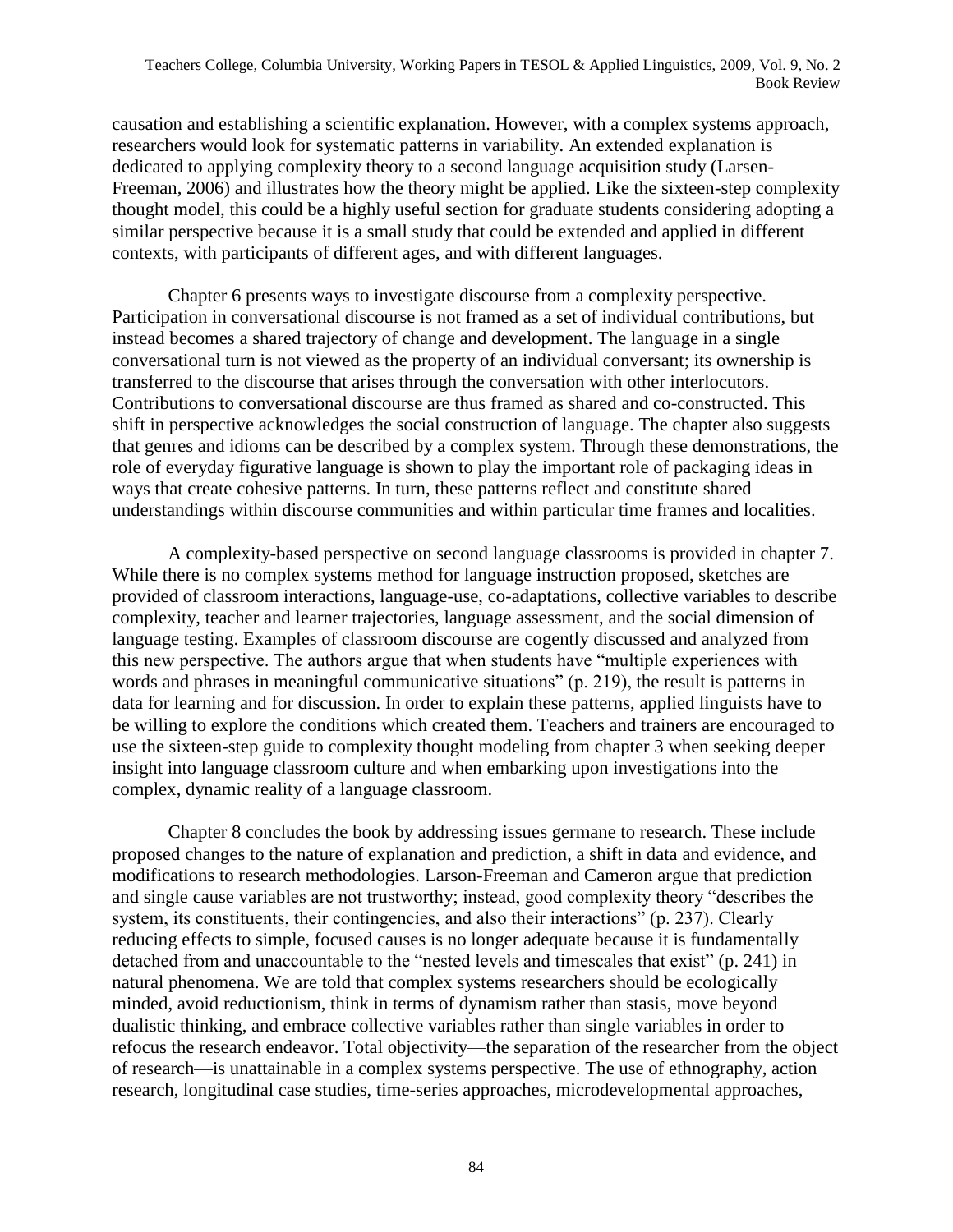causation and establishing a scientific explanation. However, with a complex systems approach, researchers would look for systematic patterns in variability. An extended explanation is dedicated to applying complexity theory to a second language acquisition study (Larsen-Freeman, 2006) and illustrates how the theory might be applied. Like the sixteen-step complexity thought model, this could be a highly useful section for graduate students considering adopting a similar perspective because it is a small study that could be extended and applied in different contexts, with participants of different ages, and with different languages.

Chapter 6 presents ways to investigate discourse from a complexity perspective. Participation in conversational discourse is not framed as a set of individual contributions, but instead becomes a shared trajectory of change and development. The language in a single conversational turn is not viewed as the property of an individual conversant; its ownership is transferred to the discourse that arises through the conversation with other interlocutors. Contributions to conversational discourse are thus framed as shared and co-constructed. This shift in perspective acknowledges the social construction of language. The chapter also suggests that genres and idioms can be described by a complex system. Through these demonstrations, the role of everyday figurative language is shown to play the important role of packaging ideas in ways that create cohesive patterns. In turn, these patterns reflect and constitute shared understandings within discourse communities and within particular time frames and localities.

A complexity-based perspective on second language classrooms is provided in chapter 7. While there is no complex systems method for language instruction proposed, sketches are provided of classroom interactions, language-use, co-adaptations, collective variables to describe complexity, teacher and learner trajectories, language assessment, and the social dimension of language testing. Examples of classroom discourse are cogently discussed and analyzed from this new perspective. The authors argue that when students have "multiple experiences with words and phrases in meaningful communicative situations" (p. 219), the result is patterns in data for learning and for discussion. In order to explain these patterns, applied linguists have to be willing to explore the conditions which created them. Teachers and trainers are encouraged to use the sixteen-step guide to complexity thought modeling from chapter 3 when seeking deeper insight into language classroom culture and when embarking upon investigations into the complex, dynamic reality of a language classroom.

Chapter 8 concludes the book by addressing issues germane to research. These include proposed changes to the nature of explanation and prediction, a shift in data and evidence, and modifications to research methodologies. Larson-Freeman and Cameron argue that prediction and single cause variables are not trustworthy; instead, good complexity theory "describes the system, its constituents, their contingencies, and also their interactions" (p. 237). Clearly reducing effects to simple, focused causes is no longer adequate because it is fundamentally detached from and unaccountable to the "nested levels and timescales that exist" (p. 241) in natural phenomena. We are told that complex systems researchers should be ecologically minded, avoid reductionism, think in terms of dynamism rather than stasis, move beyond dualistic thinking, and embrace collective variables rather than single variables in order to refocus the research endeavor. Total objectivity—the separation of the researcher from the object of research—is unattainable in a complex systems perspective. The use of ethnography, action research, longitudinal case studies, time-series approaches, microdevelopmental approaches,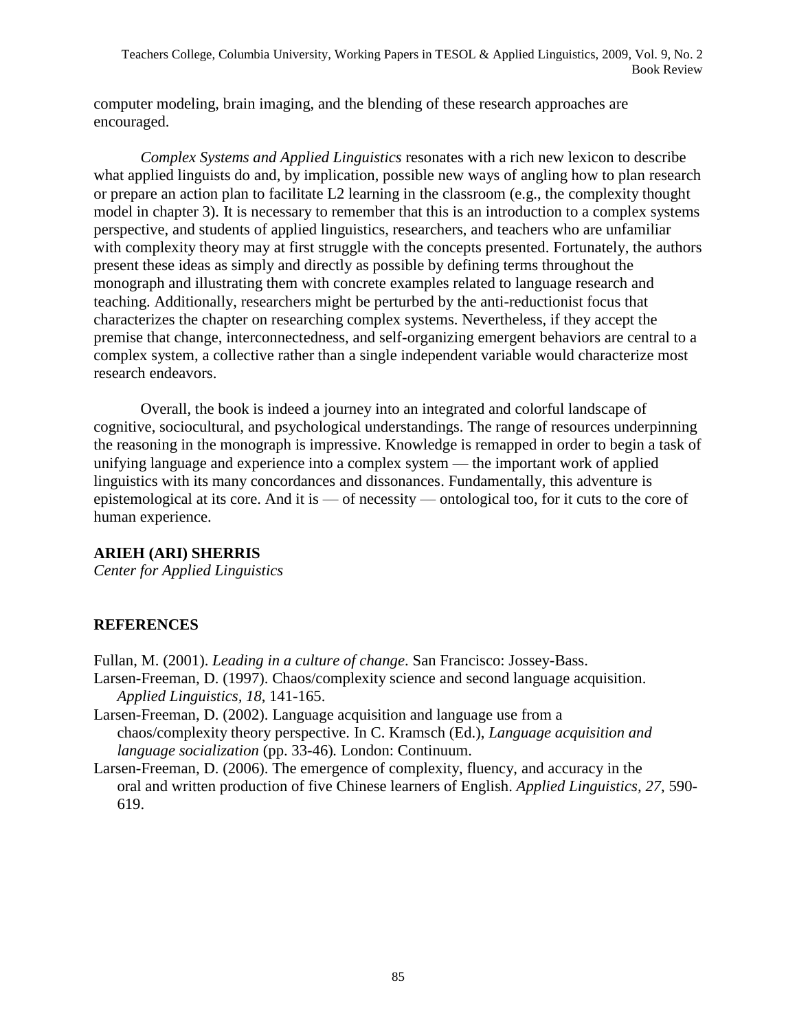computer modeling, brain imaging, and the blending of these research approaches are encouraged.

*Complex Systems and Applied Linguistics* resonates with a rich new lexicon to describe what applied linguists do and, by implication, possible new ways of angling how to plan research or prepare an action plan to facilitate L2 learning in the classroom (e.g., the complexity thought model in chapter 3). It is necessary to remember that this is an introduction to a complex systems perspective, and students of applied linguistics, researchers, and teachers who are unfamiliar with complexity theory may at first struggle with the concepts presented. Fortunately, the authors present these ideas as simply and directly as possible by defining terms throughout the monograph and illustrating them with concrete examples related to language research and teaching. Additionally, researchers might be perturbed by the anti-reductionist focus that characterizes the chapter on researching complex systems. Nevertheless, if they accept the premise that change, interconnectedness, and self-organizing emergent behaviors are central to a complex system, a collective rather than a single independent variable would characterize most research endeavors.

Overall, the book is indeed a journey into an integrated and colorful landscape of cognitive, sociocultural, and psychological understandings. The range of resources underpinning the reasoning in the monograph is impressive. Knowledge is remapped in order to begin a task of unifying language and experience into a complex system — the important work of applied linguistics with its many concordances and dissonances. Fundamentally, this adventure is epistemological at its core. And it is — of necessity — ontological too, for it cuts to the core of human experience.

**ARIEH (ARI) SHERRIS**
*Center for Applied Linguistics*

## REFERENCES

Fullan, M. (2001). *Leading in a culture of change*. San Francisco: Jossey-Bass.

Larsen-Freeman, D. (1997). Chaos/complexity science and second language acquisition. *Applied Linguistics, 18*, 141-165.

Larsen-Freeman, D. (2002). Language acquisition and language use from a chaos/complexity theory perspective. In C. Kramsch (Ed.), *Language acquisition and language socialization* (pp. 33-46). London: Continuum.

Larsen-Freeman, D. (2006). The emergence of complexity, fluency, and accuracy in the oral and written production of five Chinese learners of English. *Applied Linguistics, 27*, 590-619.